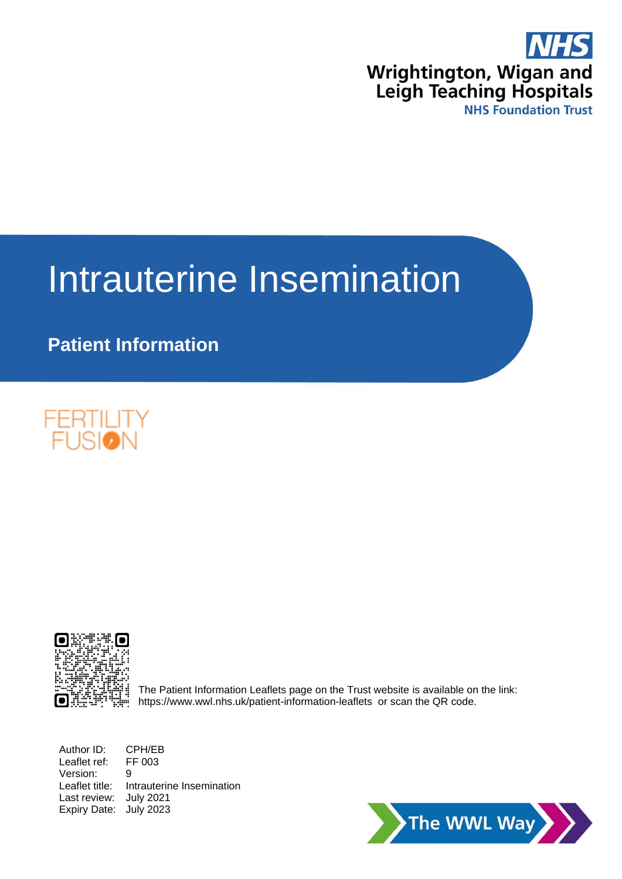NHS

Wrightington, Wigan and Leigh Teaching Hospitals

NHS Foundation Trust

# Intrauterine Insemination

## Patient Information

FERTILITY FUSION

The Patient Information Leaflets page on the Trust website is available on the link: https://www.wwl.nhs.uk/patient-information-leaflets or scan the QR code.

| | |
|---|---|
| Author ID: | CPH/EB |
| Leaflet ref: | FF 003 |
| Version: | 9 |
| Leaflet title: | Intrauterine Insemination |
| Last review: | July 2021 |
| Expiry Date: | July 2023 |

The WWL Way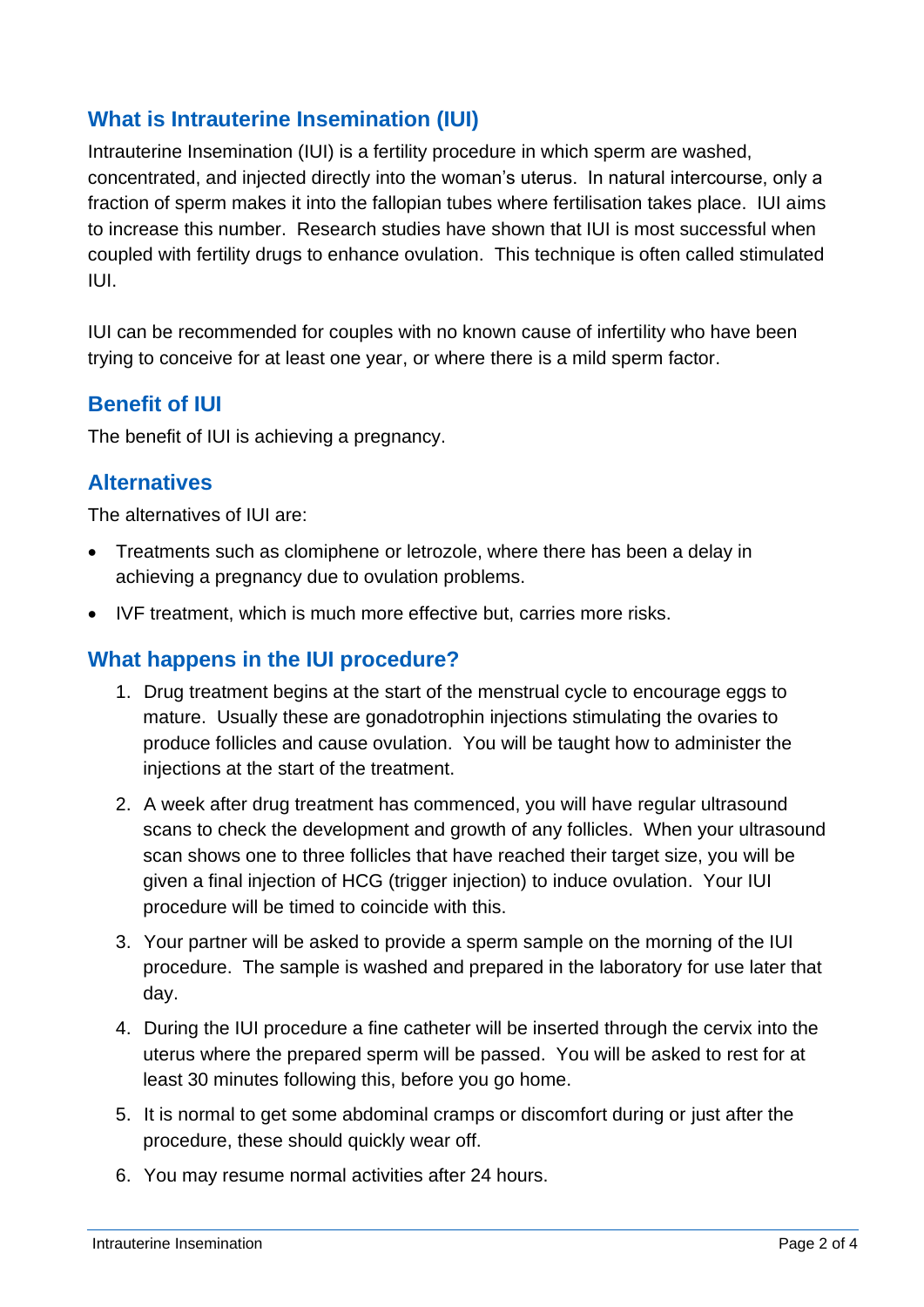## What is Intrauterine Insemination (IUI)

Intrauterine Insemination (IUI) is a fertility procedure in which sperm are washed, concentrated, and injected directly into the woman's uterus. In natural intercourse, only a fraction of sperm makes it into the fallopian tubes where fertilisation takes place. IUI aims to increase this number. Research studies have shown that IUI is most successful when coupled with fertility drugs to enhance ovulation. This technique is often called stimulated IUI.

IUI can be recommended for couples with no known cause of infertility who have been trying to conceive for at least one year, or where there is a mild sperm factor.

## Benefit of IUI

The benefit of IUI is achieving a pregnancy.

## Alternatives

The alternatives of IUI are:

- Treatments such as clomiphene or letrozole, where there has been a delay in achieving a pregnancy due to ovulation problems.
- IVF treatment, which is much more effective but, carries more risks.

## What happens in the IUI procedure?

1. Drug treatment begins at the start of the menstrual cycle to encourage eggs to mature. Usually these are gonadotrophin injections stimulating the ovaries to produce follicles and cause ovulation. You will be taught how to administer the injections at the start of the treatment.
2. A week after drug treatment has commenced, you will have regular ultrasound scans to check the development and growth of any follicles. When your ultrasound scan shows one to three follicles that have reached their target size, you will be given a final injection of HCG (trigger injection) to induce ovulation. Your IUI procedure will be timed to coincide with this.
3. Your partner will be asked to provide a sperm sample on the morning of the IUI procedure. The sample is washed and prepared in the laboratory for use later that day.
4. During the IUI procedure a fine catheter will be inserted through the cervix into the uterus where the prepared sperm will be passed. You will be asked to rest for at least 30 minutes following this, before you go home.
5. It is normal to get some abdominal cramps or discomfort during or just after the procedure, these should quickly wear off.
6. You may resume normal activities after 24 hours.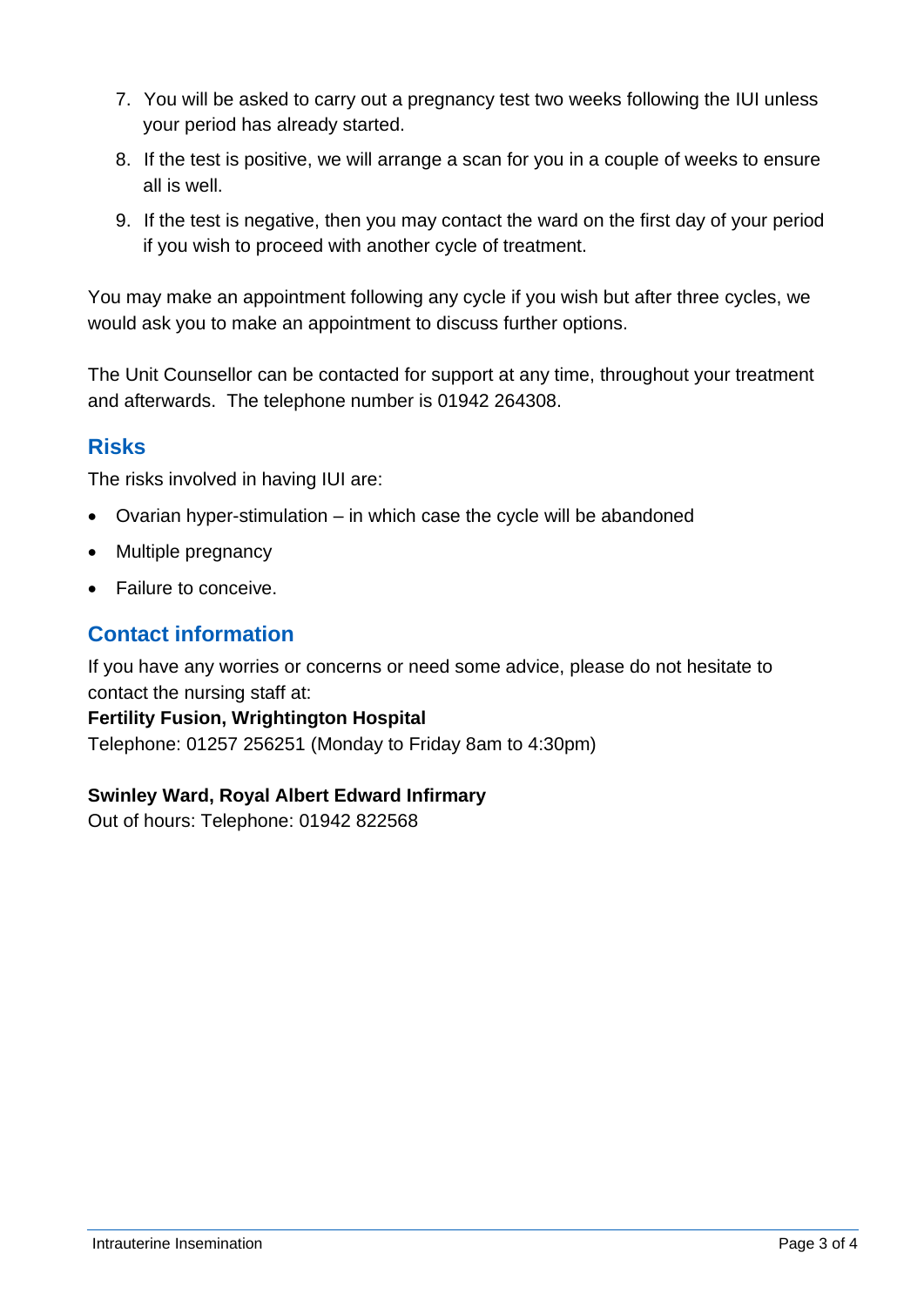7. You will be asked to carry out a pregnancy test two weeks following the IUI unless your period has already started.
8. If the test is positive, we will arrange a scan for you in a couple of weeks to ensure all is well.
9. If the test is negative, then you may contact the ward on the first day of your period if you wish to proceed with another cycle of treatment.

You may make an appointment following any cycle if you wish but after three cycles, we would ask you to make an appointment to discuss further options.

The Unit Counsellor can be contacted for support at any time, throughout your treatment and afterwards. The telephone number is 01942 264308.

## Risks

The risks involved in having IUI are:

- Ovarian hyper-stimulation – in which case the cycle will be abandoned
- Multiple pregnancy
- Failure to conceive.

## Contact information

If you have any worries or concerns or need some advice, please do not hesitate to contact the nursing staff at:

**Fertility Fusion, Wrightington Hospital**
Telephone: 01257 256251 (Monday to Friday 8am to 4:30pm)

**Swinley Ward, Royal Albert Edward Infirmary**
Out of hours: Telephone: 01942 822568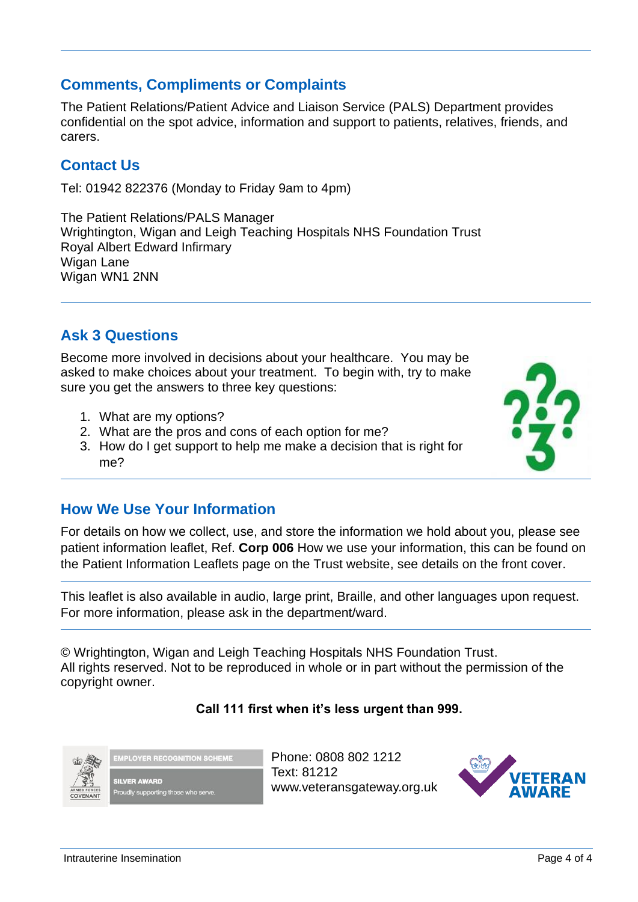## Comments, Compliments or Complaints

The Patient Relations/Patient Advice and Liaison Service (PALS) Department provides confidential on the spot advice, information and support to patients, relatives, friends, and carers.

## Contact Us

Tel: 01942 822376 (Monday to Friday 9am to 4pm)

The Patient Relations/PALS Manager
Wrightington, Wigan and Leigh Teaching Hospitals NHS Foundation Trust
Royal Albert Edward Infirmary
Wigan Lane
Wigan WN1 2NN

## Ask 3 Questions

Become more involved in decisions about your healthcare. You may be asked to make choices about your treatment. To begin with, try to make sure you get the answers to three key questions:

1. What are my options?
2. What are the pros and cons of each option for me?
3. How do I get support to help me make a decision that is right for me?

## How We Use Your Information

For details on how we collect, use, and store the information we hold about you, please see patient information leaflet, Ref. **Corp 006** How we use your information, this can be found on the Patient Information Leaflets page on the Trust website, see details on the front cover.

This leaflet is also available in audio, large print, Braille, and other languages upon request. For more information, please ask in the department/ward.

© Wrightington, Wigan and Leigh Teaching Hospitals NHS Foundation Trust.
All rights reserved. Not to be reproduced in whole or in part without the permission of the copyright owner.

**Call 111 first when it's less urgent than 999.**

ARMED FORCES COVENANT
EMPLOYER RECOGNITION SCHEME
SILVER AWARD
Proudly supporting those who serve.

Phone: 0808 802 1212
Text: 81212
www.veteransgateway.org.uk

VETERAN AWARE